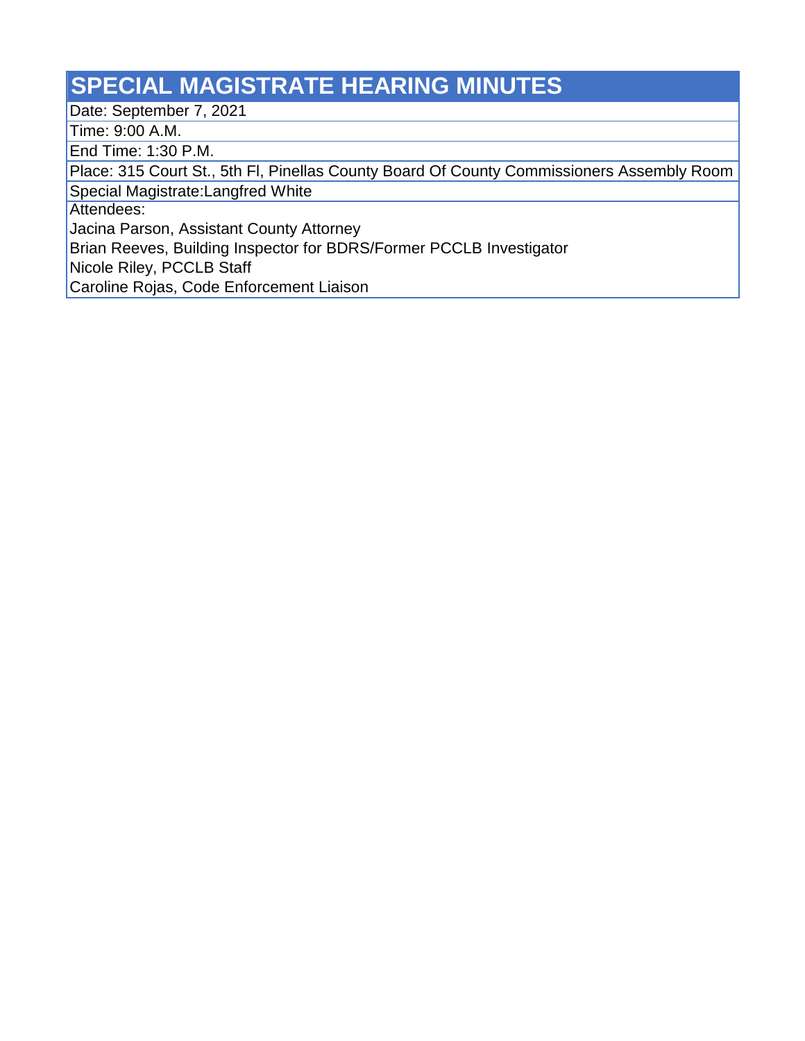# SPECIAL MAGISTRATE HEARING MINUTES

Date: September 7, 2021

Time: 9:00 A.M.

End Time: 1:30 P.M.

Place: 315 Court St., 5th Fl, Pinellas County Board Of County Commissioners Assembly Room

Special Magistrate:Langfred White

Attendees:

Jacina Parson, Assistant County Attorney

Brian Reeves, Building Inspector for BDRS/Former PCCLB Investigator

Nicole Riley, PCCLB Staff

Caroline Rojas, Code Enforcement Liaison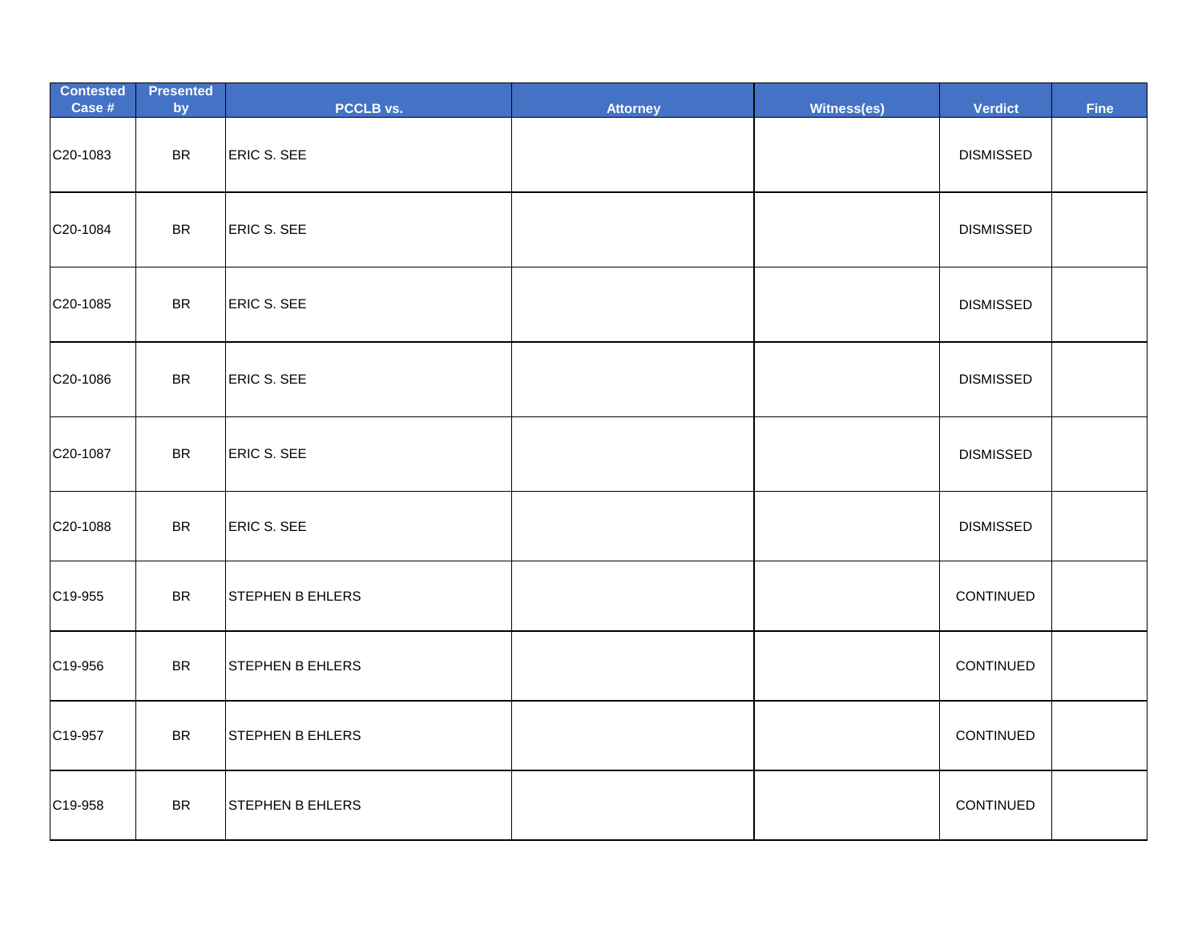| Contested Case # | Presented by | PCCLB vs. | Attorney | Witness(es) | Verdict | Fine |
|---|---|---|---|---|---|---|
| C20-1083 | BR | ERIC S. SEE | | | DISMISSED | |
| C20-1084 | BR | ERIC S. SEE | | | DISMISSED | |
| C20-1085 | BR | ERIC S. SEE | | | DISMISSED | |
| C20-1086 | BR | ERIC S. SEE | | | DISMISSED | |
| C20-1087 | BR | ERIC S. SEE | | | DISMISSED | |
| C20-1088 | BR | ERIC S. SEE | | | DISMISSED | |
| C19-955 | BR | STEPHEN B EHLERS | | | CONTINUED | |
| C19-956 | BR | STEPHEN B EHLERS | | | CONTINUED | |
| C19-957 | BR | STEPHEN B EHLERS | | | CONTINUED | |
| C19-958 | BR | STEPHEN B EHLERS | | | CONTINUED | |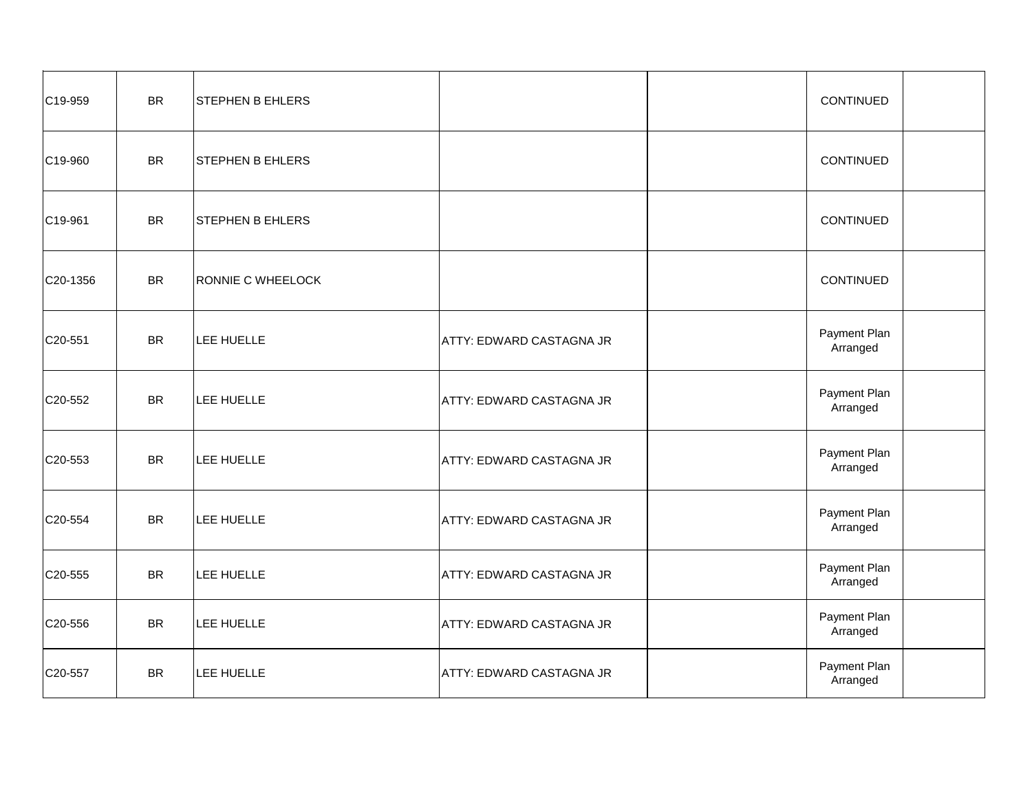| | | | | | | |
|---|---|---|---|---|---|---|
| C19-959 | BR | STEPHEN B EHLERS | | | CONTINUED | |
| C19-960 | BR | STEPHEN B EHLERS | | | CONTINUED | |
| C19-961 | BR | STEPHEN B EHLERS | | | CONTINUED | |
| C20-1356 | BR | RONNIE C WHEELOCK | | | CONTINUED | |
| C20-551 | BR | LEE HUELLE | ATTY: EDWARD CASTAGNA JR | | Payment Plan Arranged | |
| C20-552 | BR | LEE HUELLE | ATTY: EDWARD CASTAGNA JR | | Payment Plan Arranged | |
| C20-553 | BR | LEE HUELLE | ATTY: EDWARD CASTAGNA JR | | Payment Plan Arranged | |
| C20-554 | BR | LEE HUELLE | ATTY: EDWARD CASTAGNA JR | | Payment Plan Arranged | |
| C20-555 | BR | LEE HUELLE | ATTY: EDWARD CASTAGNA JR | | Payment Plan Arranged | |
| C20-556 | BR | LEE HUELLE | ATTY: EDWARD CASTAGNA JR | | Payment Plan Arranged | |
| C20-557 | BR | LEE HUELLE | ATTY: EDWARD CASTAGNA JR | | Payment Plan Arranged | |